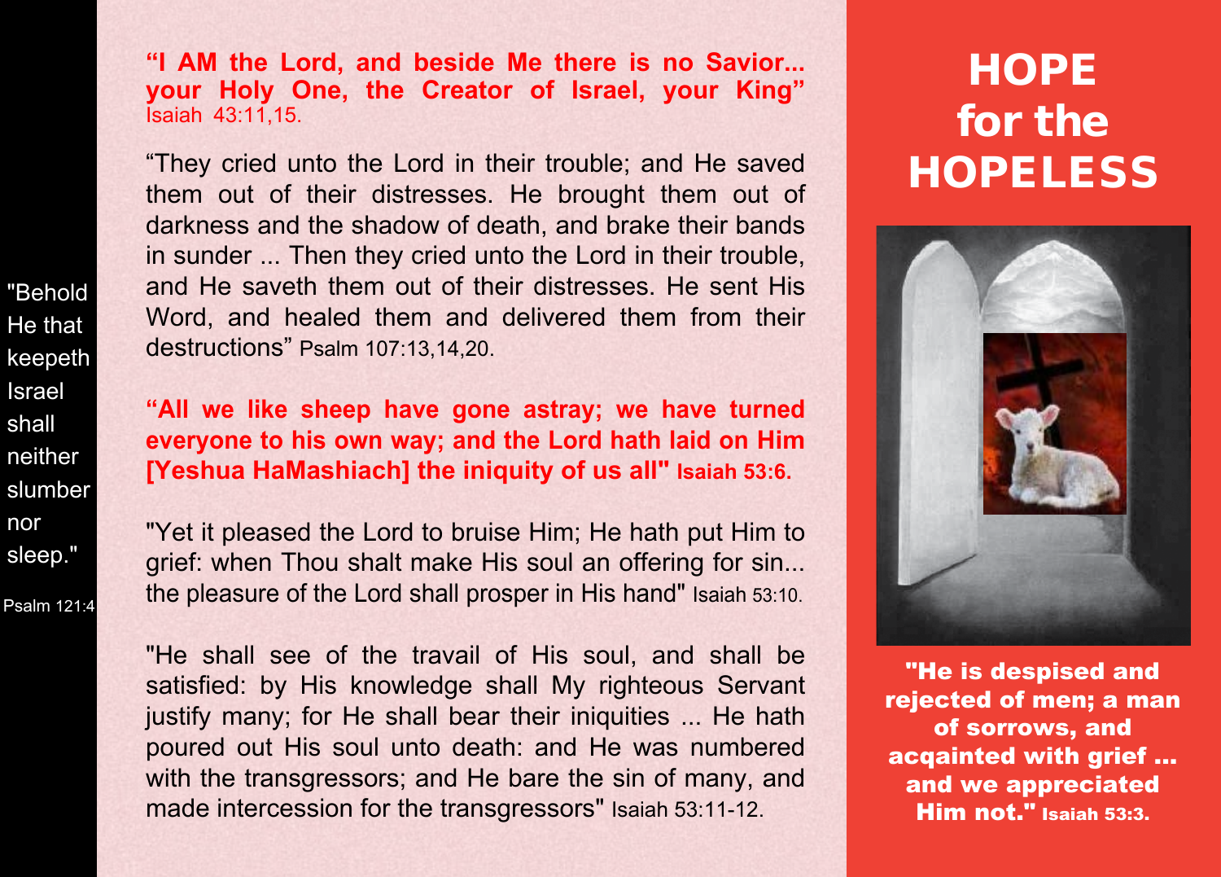# HOPE for the HOPELESS

**"He is despised and rejected of men; a man of sorrows, and acqainted with grief ... and we appreciated Him not." Isaiah 53:3.**

"Behold He that keepeth Israel shall neither slumber nor sleep."

Psalm 121:4

**"I AM the Lord, and beside Me there is no Savior... your Holy One, the Creator of Israel, your King"** Isaiah 43:11,15.

"They cried unto the Lord in their trouble; and He saved them out of their distresses. He brought them out of darkness and the shadow of death, and brake their bands in sunder ... Then they cried unto the Lord in their trouble, and He saveth them out of their distresses. He sent His Word, and healed them and delivered them from their destructions" Psalm 107:13,14,20.

**"All we like sheep have gone astray; we have turned everyone to his own way; and the Lord hath laid on Him [Yeshua HaMashiach] the iniquity of us all" Isaiah 53:6.**

"Yet it pleased the Lord to bruise Him; He hath put Him to grief: when Thou shalt make His soul an offering for sin... the pleasure of the Lord shall prosper in His hand" Isaiah 53:10.

"He shall see of the travail of His soul, and shall be satisfied: by His knowledge shall My righteous Servant justify many; for He shall bear their iniquities ... He hath poured out His soul unto death: and He was numbered with the transgressors; and He bare the sin of many, and made intercession for the transgressors" Isaiah 53:11-12.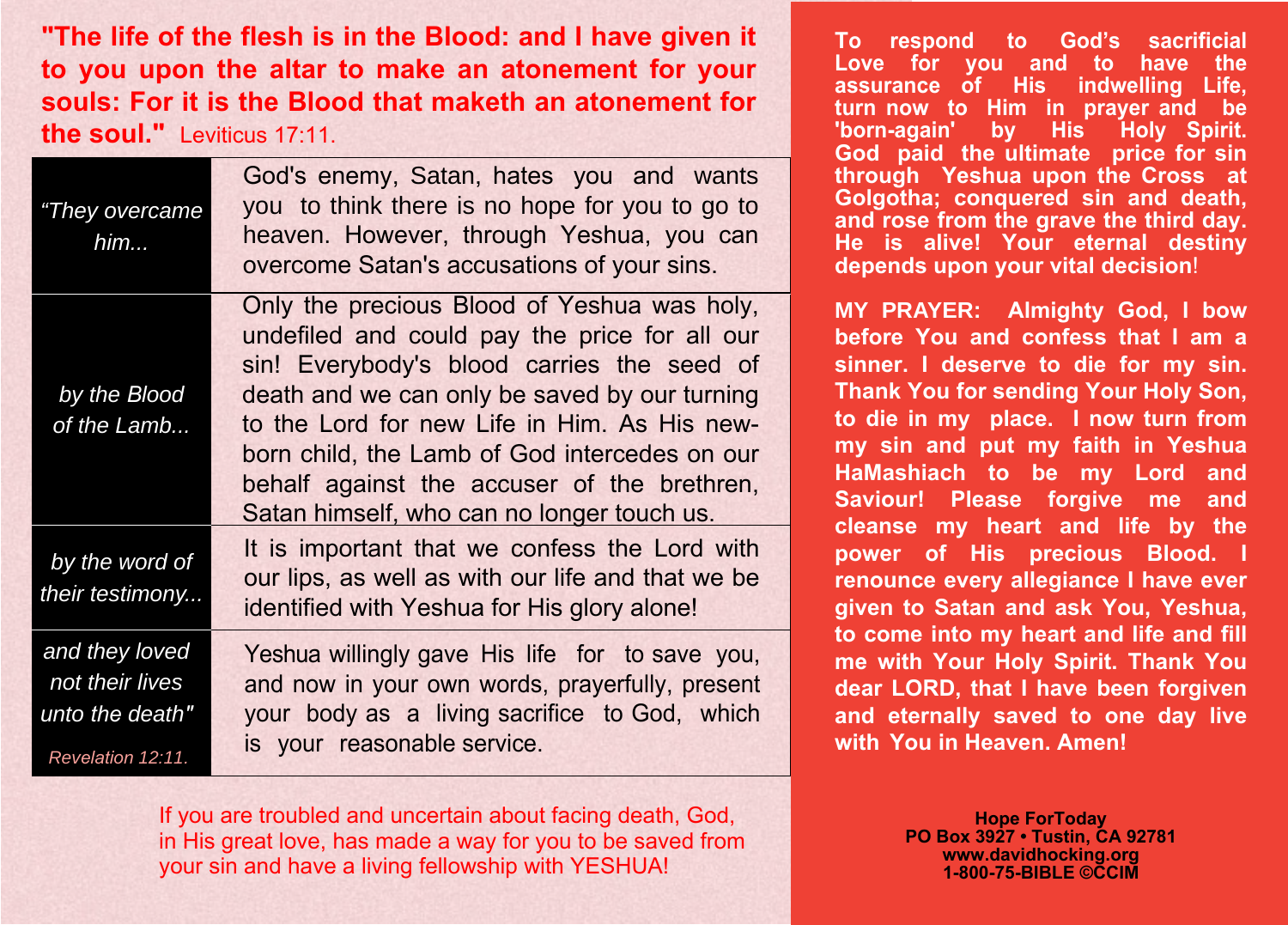**"The life of the flesh is in the Blood: and I have given it to you upon the altar to make an atonement for your souls: For it is the Blood that maketh an atonement for the soul."** Leviticus 17:11.

| | |
|---|---|
| *"They overcame him...* | God's enemy, Satan, hates you and wants you to think there is no hope for you to go to heaven. However, through Yeshua, you can overcome Satan's accusations of your sins. |
| *by the Blood of the Lamb...* | Only the precious Blood of Yeshua was holy, undefiled and could pay the price for all our sin! Everybody's blood carries the seed of death and we can only be saved by our turning to the Lord for new Life in Him. As His new-born child, the Lamb of God intercedes on our behalf against the accuser of the brethren, Satan himself, who can no longer touch us. |
| *by the word of their testimony...* | It is important that we confess the Lord with our lips, as well as with our life and that we be identified with Yeshua for His glory alone! |
| *and they loved not their lives unto the death"* *Revelation 12:11.* | Yeshua willingly gave His life for to save you, and now in your own words, prayerfully, present your body as a living sacrifice to God, which is your reasonable service. |

If you are troubled and uncertain about facing death, God, in His great love, has made a way for you to be saved from your sin and have a living fellowship with YESHUA!

**To respond to God's sacrificial Love for you and to have the assurance of His indwelling Life, turn now to Him in prayer and be 'born-again' by His Holy Spirit. God paid the ultimate price for sin through Yeshua upon the Cross at Golgotha; conquered sin and death, and rose from the grave the third day. He is alive! Your eternal destiny depends upon your vital decision**!

**MY PRAYER: Almighty God, I bow before You and confess that I am a sinner. I deserve to die for my sin. Thank You for sending Your Holy Son, to die in my place. I now turn from my sin and put my faith in Yeshua HaMashiach to be my Lord and Saviour! Please forgive me and cleanse my heart and life by the power of His precious Blood. I renounce every allegiance I have ever given to Satan and ask You, Yeshua, to come into my heart and life and fill me with Your Holy Spirit. Thank You dear LORD, that I have been forgiven and eternally saved to one day live with You in Heaven. Amen!**

**Hope ForToday**
**PO Box 3927 • Tustin, CA 92781**
**www.davidhocking.org**
**1-800-75-BIBLE ©CCIM**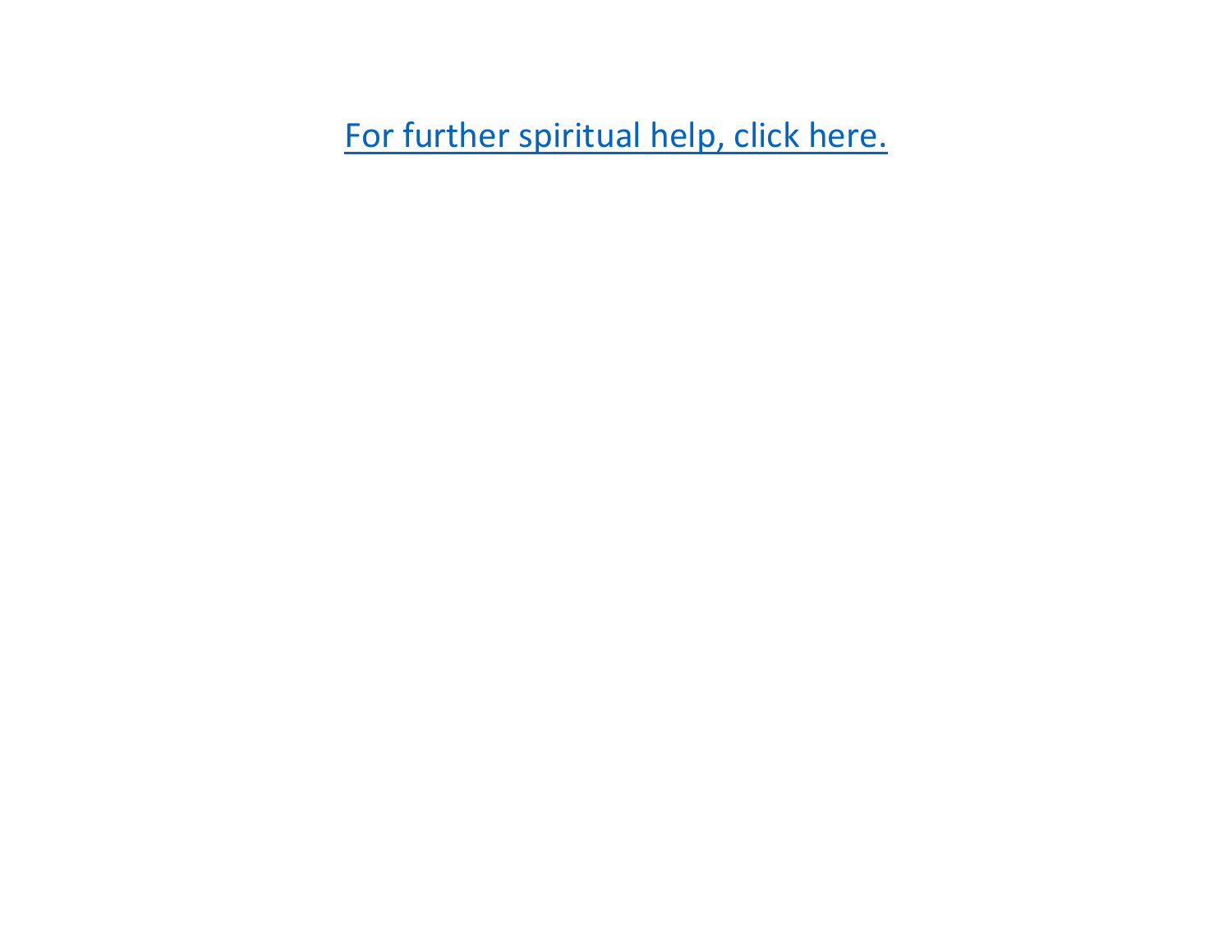For further spiritual help, click here.